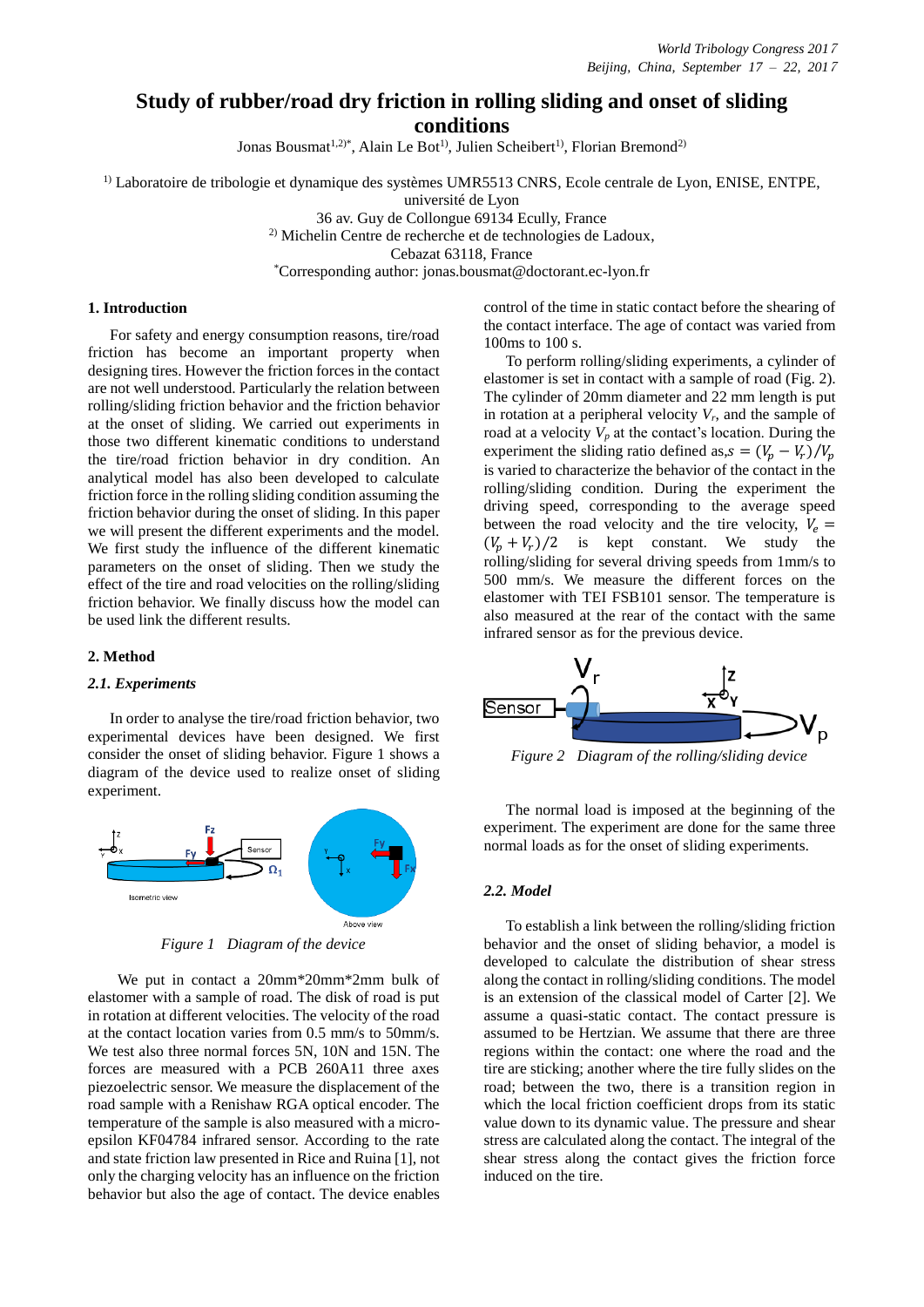# Study of rubber/road dry friction in rolling sliding and onset of sliding conditions

Jonas Bousmat[1,2)*], Alain Le Bot[1)], Julien Scheibert[1)], Florian Bremond[2)]

[1)] Laboratoire de tribologie et dynamique des systèmes UMR5513 CNRS, Ecole centrale de Lyon, ENISE, ENTPE, université de Lyon
36 av. Guy de Collongue 69134 Ecully, France
[2)] Michelin Centre de recherche et de technologies de Ladoux,
Cebazat 63118, France
[*]Corresponding author: jonas.bousmat@doctorant.ec-lyon.fr

## 1. Introduction

For safety and energy consumption reasons, tire/road friction has become an important property when designing tires. However the friction forces in the contact are not well understood. Particularly the relation between rolling/sliding friction behavior and the friction behavior at the onset of sliding. We carried out experiments in those two different kinematic conditions to understand the tire/road friction behavior in dry condition. An analytical model has also been developed to calculate friction force in the rolling sliding condition assuming the friction behavior during the onset of sliding. In this paper we will present the different experiments and the model. We first study the influence of the different kinematic parameters on the onset of sliding. Then we study the effect of the tire and road velocities on the rolling/sliding friction behavior. We finally discuss how the model can be used link the different results.

## 2. Method

### *2.1. Experiments*

In order to analyse the tire/road friction behavior, two experimental devices have been designed. We first consider the onset of sliding behavior. Figure 1 shows a diagram of the device used to realize onset of sliding experiment.

*Figure 1 Diagram of the device*

We put in contact a 20mm*20mm*2mm bulk of elastomer with a sample of road. The disk of road is put in rotation at different velocities. The velocity of the road at the contact location varies from 0.5 mm/s to 50mm/s. We test also three normal forces 5N, 10N and 15N. The forces are measured with a PCB 260A11 three axes piezoelectric sensor. We measure the displacement of the road sample with a Renishaw RGA optical encoder. The temperature of the sample is also measured with a micro-epsilon KF04784 infrared sensor. According to the rate and state friction law presented in Rice and Ruina [1], not only the charging velocity has an influence on the friction behavior but also the age of contact. The device enables control of the time in static contact before the shearing of the contact interface. The age of contact was varied from 100ms to 100 s.

To perform rolling/sliding experiments, a cylinder of elastomer is set in contact with a sample of road (Fig. 2). The cylinder of 20mm diameter and 22 mm length is put in rotation at a peripheral velocity $V_r$, and the sample of road at a velocity $V_p$ at the contact's location. During the experiment the sliding ratio defined as,$s = (V_p - V_r)/V_p$ is varied to characterize the behavior of the contact in the rolling/sliding condition. During the experiment the driving speed, corresponding to the average speed between the road velocity and the tire velocity, $V_e = (V_p + V_r)/2$ is kept constant. We study the rolling/sliding for several driving speeds from 1mm/s to 500 mm/s. We measure the different forces on the elastomer with TEI FSB101 sensor. The temperature is also measured at the rear of the contact with the same infrared sensor as for the previous device.

*Figure 2 Diagram of the rolling/sliding device*

The normal load is imposed at the beginning of the experiment. The experiment are done for the same three normal loads as for the onset of sliding experiments.

### *2.2. Model*

To establish a link between the rolling/sliding friction behavior and the onset of sliding behavior, a model is developed to calculate the distribution of shear stress along the contact in rolling/sliding conditions. The model is an extension of the classical model of Carter [2]. We assume a quasi-static contact. The contact pressure is assumed to be Hertzian. We assume that there are three regions within the contact: one where the road and the tire are sticking; another where the tire fully slides on the road; between the two, there is a transition region in which the local friction coefficient drops from its static value down to its dynamic value. The pressure and shear stress are calculated along the contact. The integral of the shear stress along the contact gives the friction force induced on the tire.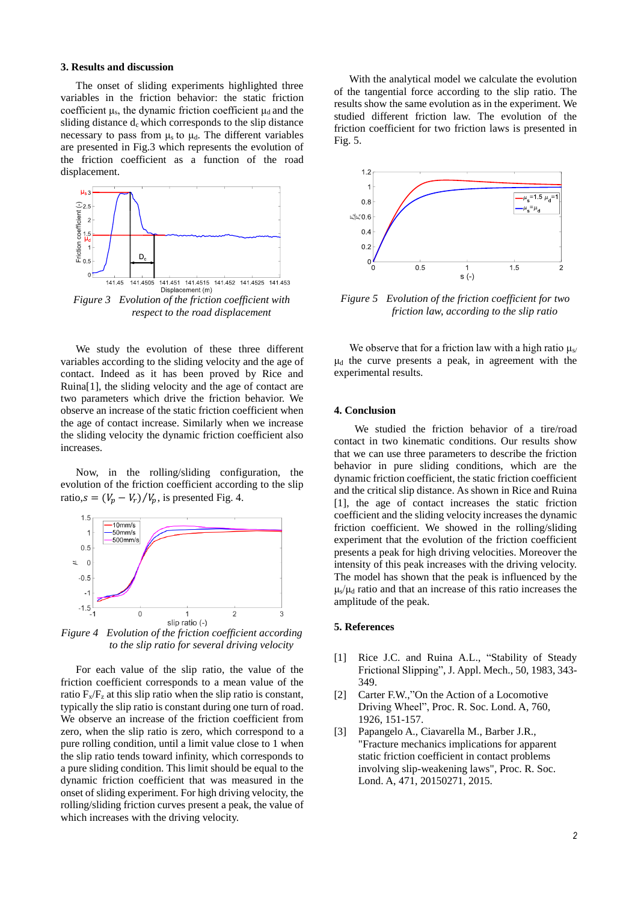## 3. Results and discussion

The onset of sliding experiments highlighted three variables in the friction behavior: the static friction coefficient $\mu_s$, the dynamic friction coefficient $\mu_d$ and the sliding distance $d_c$ which corresponds to the slip distance necessary to pass from $\mu_s$ to $\mu_d$. The different variables are presented in Fig.3 which represents the evolution of the friction coefficient as a function of the road displacement.

$\mu_s$ 3
2.5
2
1.5
$\mu_d$
1
0.5
0
Friction coefficient (-)
$D_c$
141.45 141.4505 141.451 141.4515 141.452 141.4525 141.453
Displacement (m)

*Figure 3 Evolution of the friction coefficient with respect to the road displacement*

We study the evolution of these three different variables according to the sliding velocity and the age of contact. Indeed as it has been proved by Rice and Ruina[1], the sliding velocity and the age of contact are two parameters which drive the friction behavior. We observe an increase of the static friction coefficient when the age of contact increase. Similarly when we increase the sliding velocity the dynamic friction coefficient also increases.

Now, in the rolling/sliding configuration, the evolution of the friction coefficient according to the slip ratio, $s = (V_p - V_r)/V_p$, is presented Fig. 4.

1.5
1
0.5
0
-0.5
-1
-1.5
$\mu$
10mm/s
50mm/s
500mm/s
-1 0 1 2 3
slip ratio (-)

*Figure 4 Evolution of the friction coefficient according to the slip ratio for several driving velocity*

For each value of the slip ratio, the value of the friction coefficient corresponds to a mean value of the ratio $F_x/F_z$ at this slip ratio when the slip ratio is constant, typically the slip ratio is constant during one turn of road. We observe an increase of the friction coefficient from zero, when the slip ratio is zero, which correspond to a pure rolling condition, until a limit value close to 1 when the slip ratio tends toward infinity, which corresponds to a pure sliding condition. This limit should be equal to the dynamic friction coefficient that was measured in the onset of sliding experiment. For high driving velocity, the rolling/sliding friction curves present a peak, the value of which increases with the driving velocity.

With the analytical model we calculate the evolution of the tangential force according to the slip ratio. The results show the same evolution as in the experiment. We studied different friction law. The evolution of the friction coefficient for two friction laws is presented in Fig. 5.

1.2
1
0.8
0.6
0.4
0.2
0
$F_x/F_z$
$\mu_s$=1.5 $\mu_d$=1
$\mu_s$=$\mu_d$
0 0.5 1 1.5 2
s (-)

*Figure 5 Evolution of the friction coefficient for two friction law, according to the slip ratio*

We observe that for a friction law with a high ratio $\mu_s/\mu_d$ the curve presents a peak, in agreement with the experimental results.

## 4. Conclusion

We studied the friction behavior of a tire/road contact in two kinematic conditions. Our results show that we can use three parameters to describe the friction behavior in pure sliding conditions, which are the dynamic friction coefficient, the static friction coefficient and the critical slip distance. As shown in Rice and Ruina [1], the age of contact increases the static friction coefficient and the sliding velocity increases the dynamic friction coefficient. We showed in the rolling/sliding experiment that the evolution of the friction coefficient presents a peak for high driving velocities. Moreover the intensity of this peak increases with the driving velocity. The model has shown that the peak is influenced by the $\mu_s/\mu_d$ ratio and that an increase of this ratio increases the amplitude of the peak.

## 5. References

[1] Rice J.C. and Ruina A.L., "Stability of Steady Frictional Slipping", J. Appl. Mech., 50, 1983, 343-349.

[2] Carter F.W.,"On the Action of a Locomotive Driving Wheel", Proc. R. Soc. Lond. A, 760, 1926, 151-157.

[3] Papangelo A., Ciavarella M., Barber J.R., "Fracture mechanics implications for apparent static friction coefficient in contact problems involving slip-weakening laws", Proc. R. Soc. Lond. A, 471, 20150271, 2015.